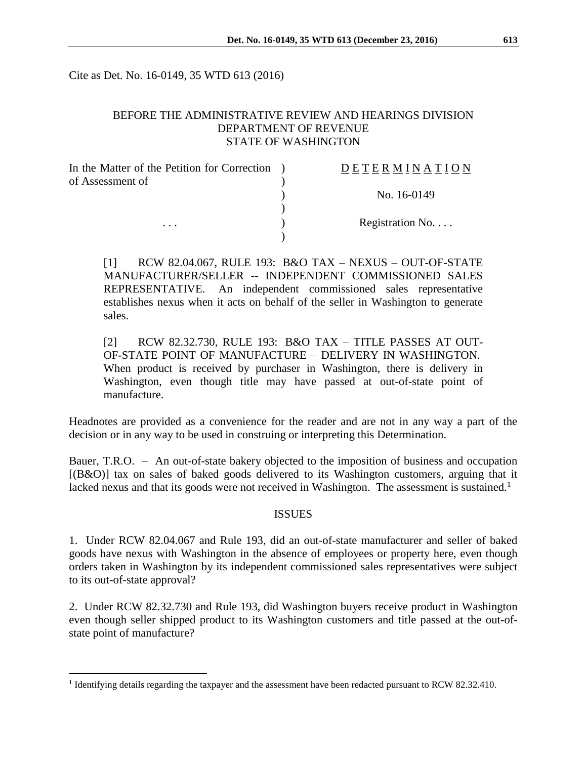Cite as Det. No. 16-0149, 35 WTD 613 (2016)

BEFORE THE ADMINISTRATIVE REVIEW AND HEARINGS DIVISION
DEPARTMENT OF REVENUE
STATE OF WASHINGTON

| In the Matter of the Petition for Correction of Assessment of | ) | DETERMINATION |
|---|---|---|
| | ) | No. 16-0149 |
| . . . | ) | Registration No. . . . |

[1] RCW 82.04.067, RULE 193: B&O TAX – NEXUS – OUT-OF-STATE MANUFACTURER/SELLER -- INDEPENDENT COMMISSIONED SALES REPRESENTATIVE. An independent commissioned sales representative establishes nexus when it acts on behalf of the seller in Washington to generate sales.

[2] RCW 82.32.730, RULE 193: B&O TAX – TITLE PASSES AT OUT-OF-STATE POINT OF MANUFACTURE – DELIVERY IN WASHINGTON. When product is received by purchaser in Washington, there is delivery in Washington, even though title may have passed at out-of-state point of manufacture.

Headnotes are provided as a convenience for the reader and are not in any way a part of the decision or in any way to be used in construing or interpreting this Determination.

Bauer, T.R.O. – An out-of-state bakery objected to the imposition of business and occupation [(B&O)] tax on sales of baked goods delivered to its Washington customers, arguing that it lacked nexus and that its goods were not received in Washington. The assessment is sustained.[1]

## ISSUES

1. Under RCW 82.04.067 and Rule 193, did an out-of-state manufacturer and seller of baked goods have nexus with Washington in the absence of employees or property here, even though orders taken in Washington by its independent commissioned sales representatives were subject to its out-of-state approval?

2. Under RCW 82.32.730 and Rule 193, did Washington buyers receive product in Washington even though seller shipped product to its Washington customers and title passed at the out-of-state point of manufacture?

[1] Identifying details regarding the taxpayer and the assessment have been redacted pursuant to RCW 82.32.410.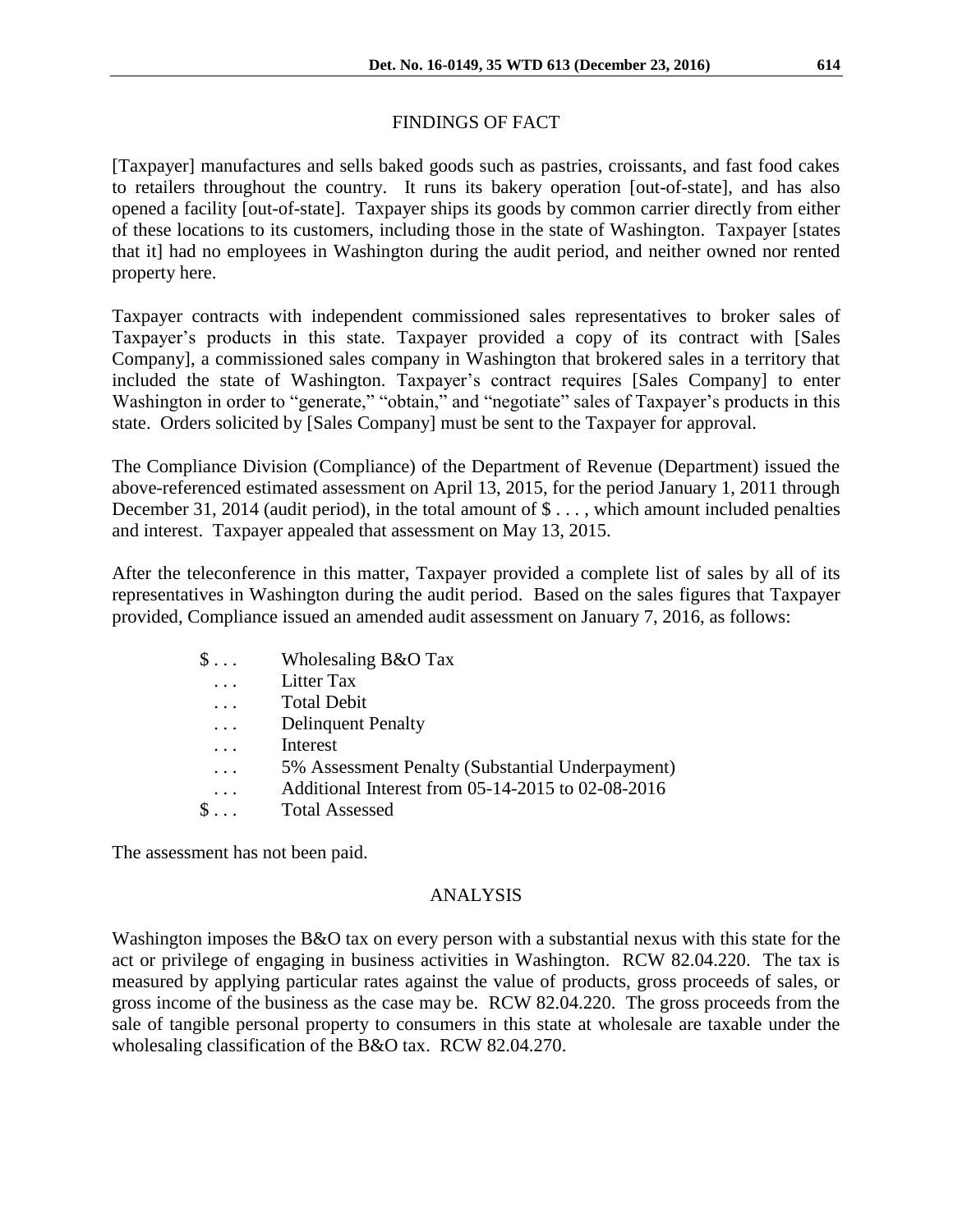## FINDINGS OF FACT

[Taxpayer] manufactures and sells baked goods such as pastries, croissants, and fast food cakes to retailers throughout the country. It runs its bakery operation [out-of-state], and has also opened a facility [out-of-state]. Taxpayer ships its goods by common carrier directly from either of these locations to its customers, including those in the state of Washington. Taxpayer [states that it] had no employees in Washington during the audit period, and neither owned nor rented property here.

Taxpayer contracts with independent commissioned sales representatives to broker sales of Taxpayer's products in this state. Taxpayer provided a copy of its contract with [Sales Company], a commissioned sales company in Washington that brokered sales in a territory that included the state of Washington. Taxpayer's contract requires [Sales Company] to enter Washington in order to "generate," "obtain," and "negotiate" sales of Taxpayer's products in this state. Orders solicited by [Sales Company] must be sent to the Taxpayer for approval.

The Compliance Division (Compliance) of the Department of Revenue (Department) issued the above-referenced estimated assessment on April 13, 2015, for the period January 1, 2011 through December 31, 2014 (audit period), in the total amount of $ . . . , which amount included penalties and interest. Taxpayer appealed that assessment on May 13, 2015.

After the teleconference in this matter, Taxpayer provided a complete list of sales by all of its representatives in Washington during the audit period. Based on the sales figures that Taxpayer provided, Compliance issued an amended audit assessment on January 7, 2016, as follows:

| | |
|---|---|
| $ . . . | Wholesaling B&O Tax |
| . . . | Litter Tax |
| . . . | Total Debit |
| . . . | Delinquent Penalty |
| . . . | Interest |
| . . . | 5% Assessment Penalty (Substantial Underpayment) |
| . . . | Additional Interest from 05-14-2015 to 02-08-2016 |
| $ . . . | Total Assessed |

The assessment has not been paid.

## ANALYSIS

Washington imposes the B&O tax on every person with a substantial nexus with this state for the act or privilege of engaging in business activities in Washington. RCW 82.04.220. The tax is measured by applying particular rates against the value of products, gross proceeds of sales, or gross income of the business as the case may be. RCW 82.04.220. The gross proceeds from the sale of tangible personal property to consumers in this state at wholesale are taxable under the wholesaling classification of the B&O tax. RCW 82.04.270.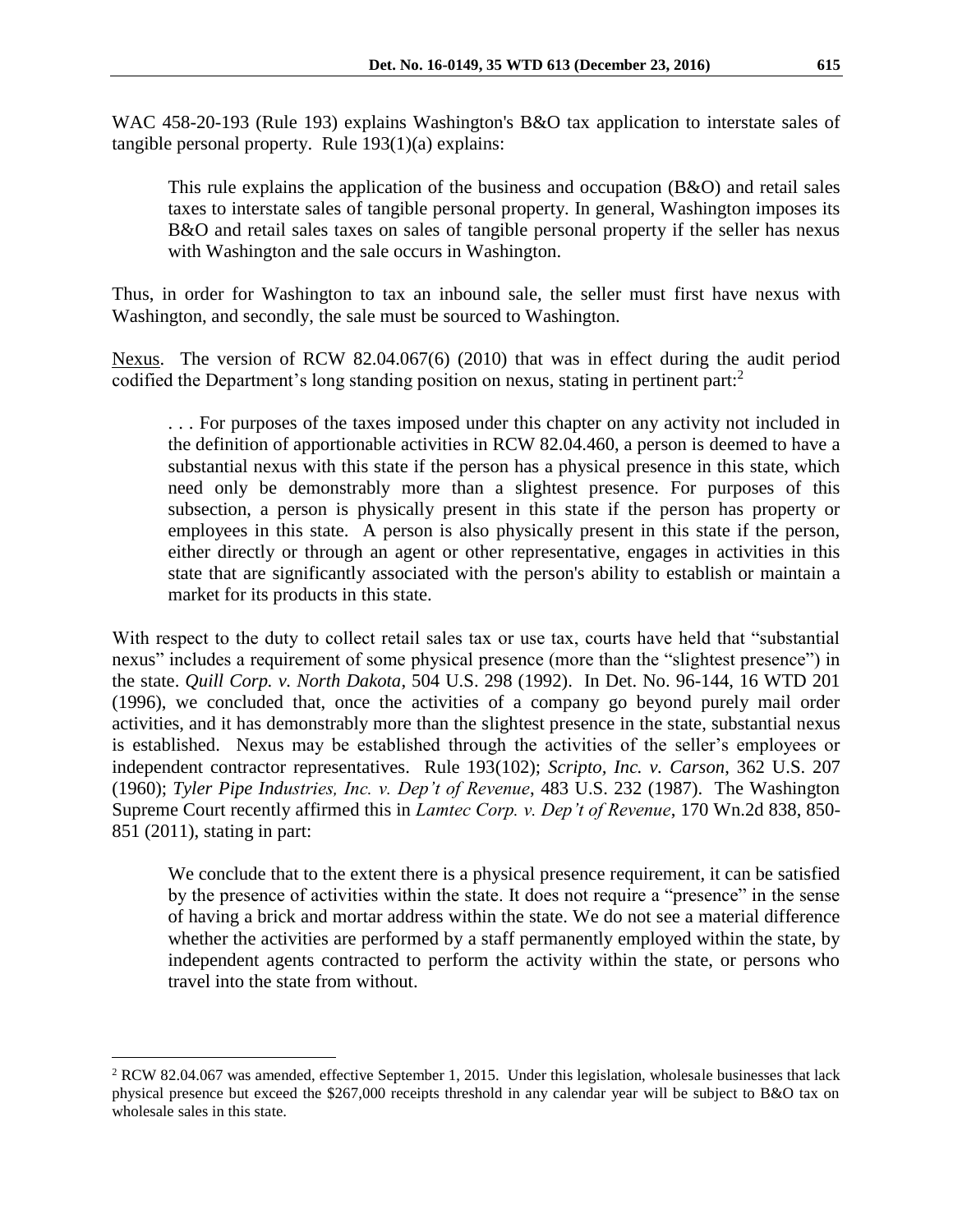WAC 458-20-193 (Rule 193) explains Washington's B&O tax application to interstate sales of tangible personal property. Rule 193(1)(a) explains:

> This rule explains the application of the business and occupation (B&O) and retail sales taxes to interstate sales of tangible personal property. In general, Washington imposes its B&O and retail sales taxes on sales of tangible personal property if the seller has nexus with Washington and the sale occurs in Washington.

Thus, in order for Washington to tax an inbound sale, the seller must first have nexus with Washington, and secondly, the sale must be sourced to Washington.

Nexus. The version of RCW 82.04.067(6) (2010) that was in effect during the audit period codified the Department's long standing position on nexus, stating in pertinent part:[2]

> . . . For purposes of the taxes imposed under this chapter on any activity not included in the definition of apportionable activities in RCW 82.04.460, a person is deemed to have a substantial nexus with this state if the person has a physical presence in this state, which need only be demonstrably more than a slightest presence. For purposes of this subsection, a person is physically present in this state if the person has property or employees in this state. A person is also physically present in this state if the person, either directly or through an agent or other representative, engages in activities in this state that are significantly associated with the person's ability to establish or maintain a market for its products in this state.

With respect to the duty to collect retail sales tax or use tax, courts have held that "substantial nexus" includes a requirement of some physical presence (more than the "slightest presence") in the state. *Quill Corp. v. North Dakota*, 504 U.S. 298 (1992). In Det. No. 96-144, 16 WTD 201 (1996), we concluded that, once the activities of a company go beyond purely mail order activities, and it has demonstrably more than the slightest presence in the state, substantial nexus is established. Nexus may be established through the activities of the seller's employees or independent contractor representatives. Rule 193(102); *Scripto, Inc. v. Carson*, 362 U.S. 207 (1960); *Tyler Pipe Industries, Inc. v. Dep't of Revenue*, 483 U.S. 232 (1987). The Washington Supreme Court recently affirmed this in *Lamtec Corp. v. Dep't of Revenue*, 170 Wn.2d 838, 850-851 (2011), stating in part:

> We conclude that to the extent there is a physical presence requirement, it can be satisfied by the presence of activities within the state. It does not require a "presence" in the sense of having a brick and mortar address within the state. We do not see a material difference whether the activities are performed by a staff permanently employed within the state, by independent agents contracted to perform the activity within the state, or persons who travel into the state from without.

---

[2] RCW 82.04.067 was amended, effective September 1, 2015. Under this legislation, wholesale businesses that lack physical presence but exceed the $267,000 receipts threshold in any calendar year will be subject to B&O tax on wholesale sales in this state.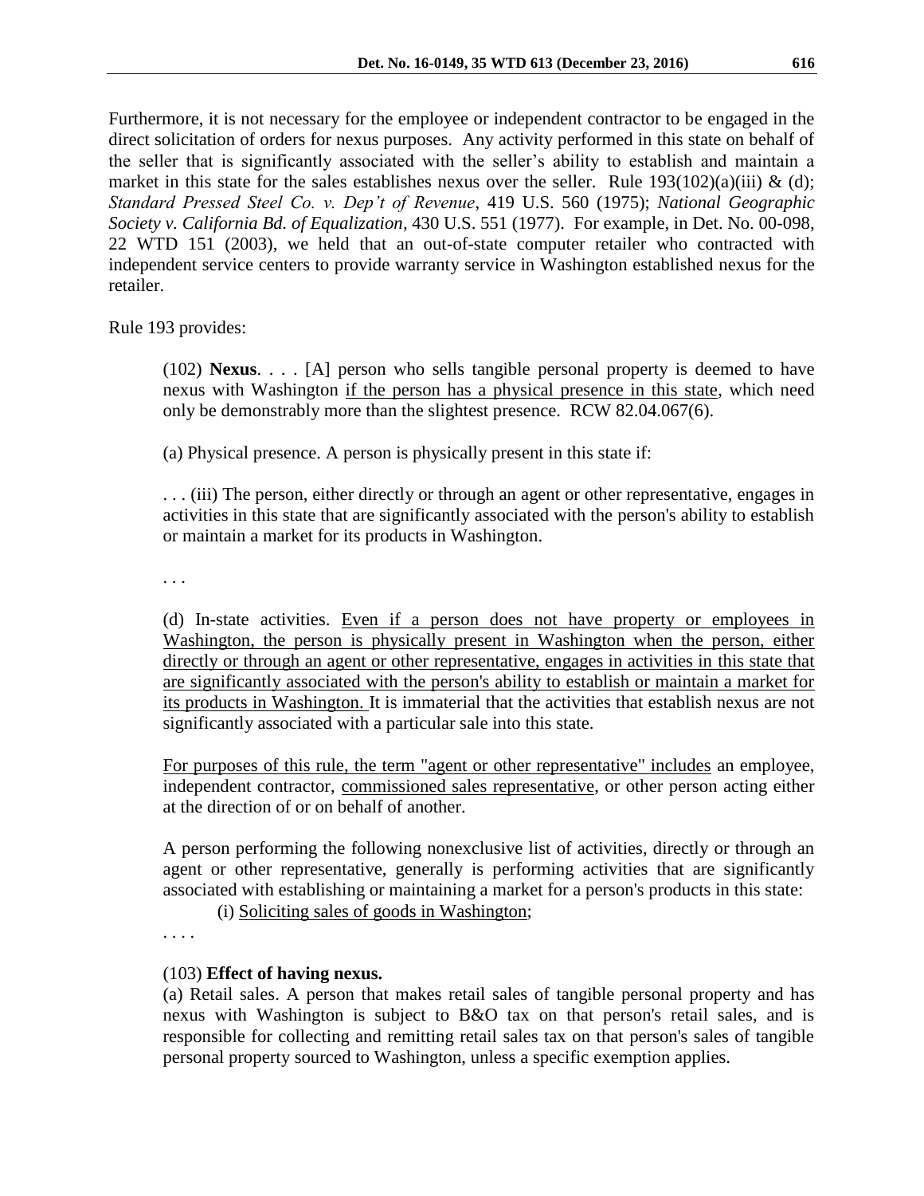Furthermore, it is not necessary for the employee or independent contractor to be engaged in the direct solicitation of orders for nexus purposes. Any activity performed in this state on behalf of the seller that is significantly associated with the seller's ability to establish and maintain a market in this state for the sales establishes nexus over the seller. Rule 193(102)(a)(iii) & (d); *Standard Pressed Steel Co. v. Dep't of Revenue*, 419 U.S. 560 (1975); *National Geographic Society v. California Bd. of Equalization*, 430 U.S. 551 (1977). For example, in Det. No. 00-098, 22 WTD 151 (2003), we held that an out-of-state computer retailer who contracted with independent service centers to provide warranty service in Washington established nexus for the retailer.

Rule 193 provides:

> (102) **Nexus**. . . . [A] person who sells tangible personal property is deemed to have nexus with Washington <u>if the person has a physical presence in this state</u>, which need only be demonstrably more than the slightest presence. RCW 82.04.067(6).
>
> (a) Physical presence. A person is physically present in this state if:
>
> . . . (iii) The person, either directly or through an agent or other representative, engages in activities in this state that are significantly associated with the person's ability to establish or maintain a market for its products in Washington.
>
> . . .
>
> (d) In-state activities. <u>Even if a person does not have property or employees in Washington, the person is physically present in Washington when the person, either directly or through an agent or other representative, engages in activities in this state that are significantly associated with the person's ability to establish or maintain a market for its products in Washington.</u> It is immaterial that the activities that establish nexus are not significantly associated with a particular sale into this state.
>
> <u>For purposes of this rule, the term "agent or other representative" includes</u> an employee, independent contractor, <u>commissioned sales representative</u>, or other person acting either at the direction of or on behalf of another.
>
> A person performing the following nonexclusive list of activities, directly or through an agent or other representative, generally is performing activities that are significantly associated with establishing or maintaining a market for a person's products in this state:
>
> (i) <u>Soliciting sales of goods in Washington</u>;
>
> . . . .
>
> (103) **Effect of having nexus.**
>
> (a) Retail sales. A person that makes retail sales of tangible personal property and has nexus with Washington is subject to B&O tax on that person's retail sales, and is responsible for collecting and remitting retail sales tax on that person's sales of tangible personal property sourced to Washington, unless a specific exemption applies.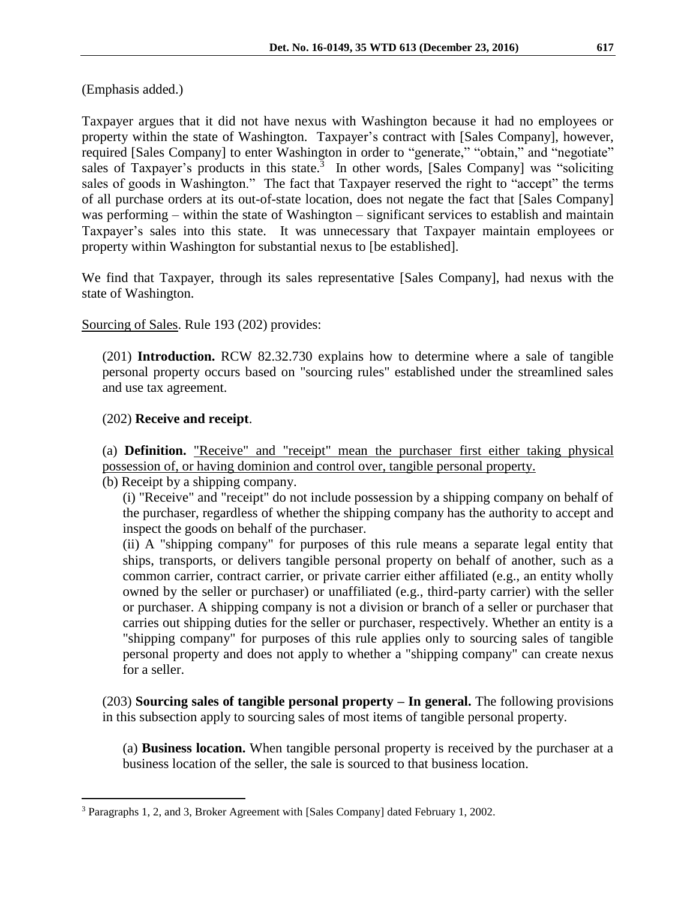(Emphasis added.)

Taxpayer argues that it did not have nexus with Washington because it had no employees or property within the state of Washington. Taxpayer's contract with [Sales Company], however, required [Sales Company] to enter Washington in order to "generate," "obtain," and "negotiate" sales of Taxpayer's products in this state.[3] In other words, [Sales Company] was "soliciting sales of goods in Washington." The fact that Taxpayer reserved the right to "accept" the terms of all purchase orders at its out-of-state location, does not negate the fact that [Sales Company] was performing – within the state of Washington – significant services to establish and maintain Taxpayer's sales into this state. It was unnecessary that Taxpayer maintain employees or property within Washington for substantial nexus to [be established].

We find that Taxpayer, through its sales representative [Sales Company], had nexus with the state of Washington.

<u>Sourcing of Sales</u>. Rule 193 (202) provides:

> (201) **Introduction.** RCW 82.32.730 explains how to determine where a sale of tangible personal property occurs based on "sourcing rules" established under the streamlined sales and use tax agreement.
>
> (202) **Receive and receipt**.
>
> (a) **Definition.** <u>"Receive" and "receipt" mean the purchaser first either taking physical possession of, or having dominion and control over, tangible personal property.</u>
>
> (b) Receipt by a shipping company.
>
> (i) "Receive" and "receipt" do not include possession by a shipping company on behalf of the purchaser, regardless of whether the shipping company has the authority to accept and inspect the goods on behalf of the purchaser.
>
> (ii) A "shipping company" for purposes of this rule means a separate legal entity that ships, transports, or delivers tangible personal property on behalf of another, such as a common carrier, contract carrier, or private carrier either affiliated (e.g., an entity wholly owned by the seller or purchaser) or unaffiliated (e.g., third-party carrier) with the seller or purchaser. A shipping company is not a division or branch of a seller or purchaser that carries out shipping duties for the seller or purchaser, respectively. Whether an entity is a "shipping company" for purposes of this rule applies only to sourcing sales of tangible personal property and does not apply to whether a "shipping company" can create nexus for a seller.
>
> (203) **Sourcing sales of tangible personal property – In general.** The following provisions in this subsection apply to sourcing sales of most items of tangible personal property.
>
> (a) **Business location.** When tangible personal property is received by the purchaser at a business location of the seller, the sale is sourced to that business location.

[3] Paragraphs 1, 2, and 3, Broker Agreement with [Sales Company] dated February 1, 2002.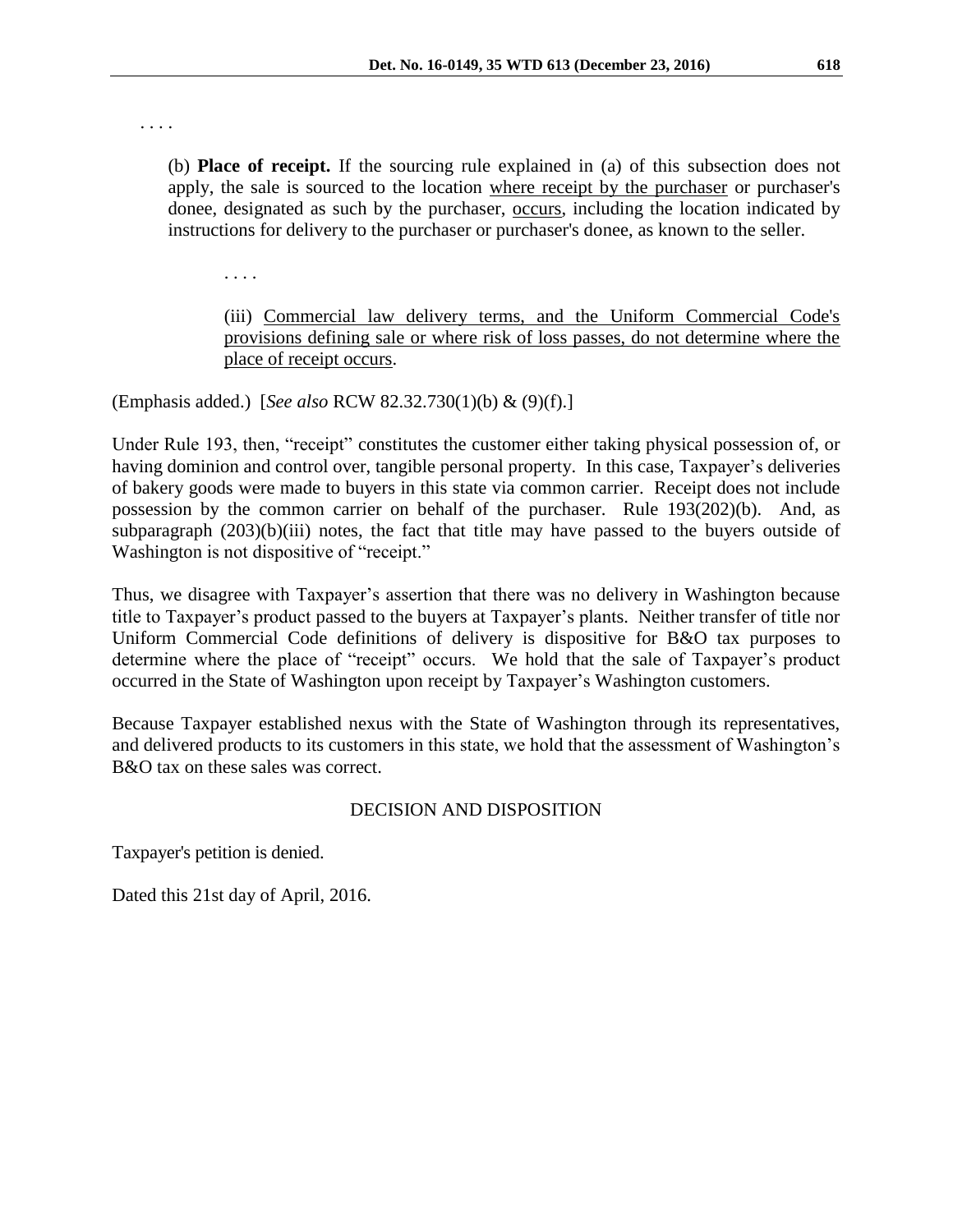. . . .

> (b) **Place of receipt.** If the sourcing rule explained in (a) of this subsection does not apply, the sale is sourced to the location <u>where receipt by the purchaser</u> or purchaser's donee, designated as such by the purchaser, <u>occurs</u>, including the location indicated by instructions for delivery to the purchaser or purchaser's donee, as known to the seller.
>
> . . . .
>
> > (iii) <u>Commercial law delivery terms, and the Uniform Commercial Code's provisions defining sale or where risk of loss passes, do not determine where the place of receipt occurs</u>.

(Emphasis added.) [*See also* RCW 82.32.730(1)(b) & (9)(f).]

Under Rule 193, then, "receipt" constitutes the customer either taking physical possession of, or having dominion and control over, tangible personal property. In this case, Taxpayer's deliveries of bakery goods were made to buyers in this state via common carrier. Receipt does not include possession by the common carrier on behalf of the purchaser. Rule 193(202)(b). And, as subparagraph (203)(b)(iii) notes, the fact that title may have passed to the buyers outside of Washington is not dispositive of "receipt."

Thus, we disagree with Taxpayer's assertion that there was no delivery in Washington because title to Taxpayer's product passed to the buyers at Taxpayer's plants. Neither transfer of title nor Uniform Commercial Code definitions of delivery is dispositive for B&O tax purposes to determine where the place of "receipt" occurs. We hold that the sale of Taxpayer's product occurred in the State of Washington upon receipt by Taxpayer's Washington customers.

Because Taxpayer established nexus with the State of Washington through its representatives, and delivered products to its customers in this state, we hold that the assessment of Washington's B&O tax on these sales was correct.

## DECISION AND DISPOSITION

Taxpayer's petition is denied.

Dated this 21st day of April, 2016.